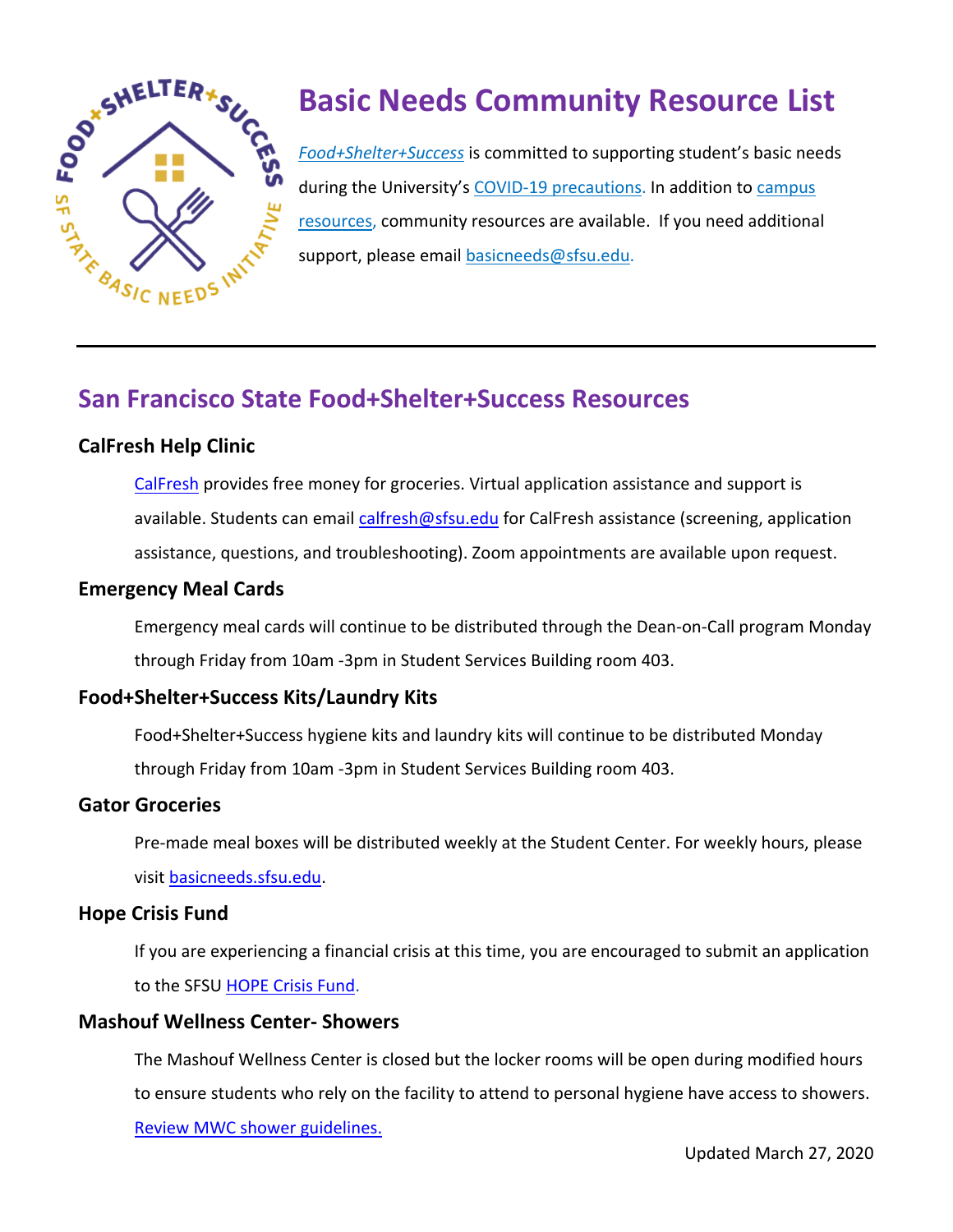# Basic Needs Community Resource List

*Food+Shelter+Success* is committed to supporting student's basic needs during the University's COVID-19 precautions. In addition to campus resources, community resources are available. If you need additional support, please email basicneeds@sfsu.edu.

## San Francisco State Food+Shelter+Success Resources

### CalFresh Help Clinic

CalFresh provides free money for groceries. Virtual application assistance and support is available. Students can email calfresh@sfsu.edu for CalFresh assistance (screening, application assistance, questions, and troubleshooting). Zoom appointments are available upon request.

### Emergency Meal Cards

Emergency meal cards will continue to be distributed through the Dean-on-Call program Monday through Friday from 10am -3pm in Student Services Building room 403.

### Food+Shelter+Success Kits/Laundry Kits

Food+Shelter+Success hygiene kits and laundry kits will continue to be distributed Monday through Friday from 10am -3pm in Student Services Building room 403.

### Gator Groceries

Pre-made meal boxes will be distributed weekly at the Student Center. For weekly hours, please visit basicneeds.sfsu.edu.

### Hope Crisis Fund

If you are experiencing a financial crisis at this time, you are encouraged to submit an application to the SFSU HOPE Crisis Fund.

### Mashouf Wellness Center- Showers

The Mashouf Wellness Center is closed but the locker rooms will be open during modified hours to ensure students who rely on the facility to attend to personal hygiene have access to showers. Review MWC shower guidelines.

Updated March 27, 2020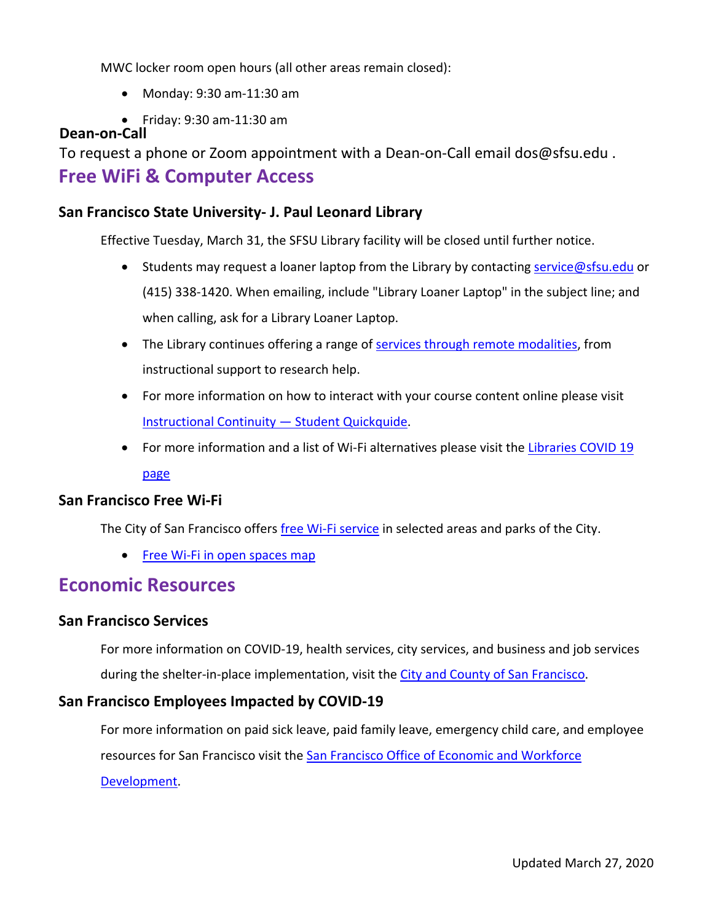MWC locker room open hours (all other areas remain closed):

- Monday: 9:30 am-11:30 am
- Friday: 9:30 am-11:30 am

**Dean-on-Call**

To request a phone or Zoom appointment with a Dean-on-Call email dos@sfsu.edu .

## Free WiFi & Computer Access

### San Francisco State University- J. Paul Leonard Library

Effective Tuesday, March 31, the SFSU Library facility will be closed until further notice.

- Students may request a loaner laptop from the Library by contacting service@sfsu.edu or (415) 338-1420. When emailing, include "Library Loaner Laptop" in the subject line; and when calling, ask for a Library Loaner Laptop.
- The Library continues offering a range of services through remote modalities, from instructional support to research help.
- For more information on how to interact with your course content online please visit Instructional Continuity — Student Quickguide.
- For more information and a list of Wi-Fi alternatives please visit the Libraries COVID 19 page

### San Francisco Free Wi-Fi

The City of San Francisco offers free Wi-Fi service in selected areas and parks of the City.

- Free Wi-Fi in open spaces map

## Economic Resources

### San Francisco Services

For more information on COVID-19, health services, city services, and business and job services during the shelter-in-place implementation, visit the City and County of San Francisco.

### San Francisco Employees Impacted by COVID-19

For more information on paid sick leave, paid family leave, emergency child care, and employee resources for San Francisco visit the San Francisco Office of Economic and Workforce Development.

Updated March 27, 2020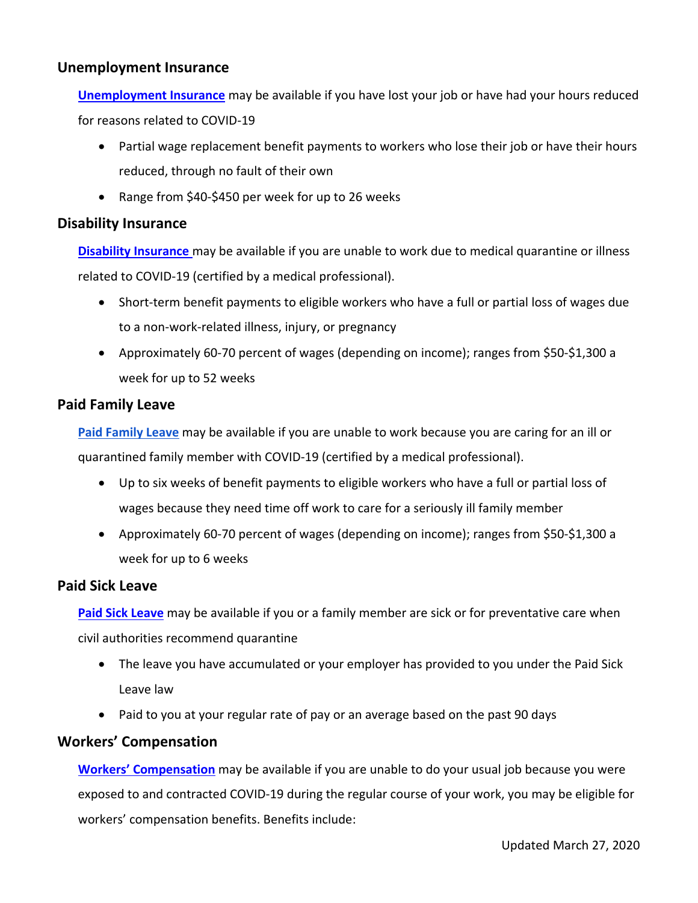### Unemployment Insurance

**Unemployment Insurance** may be available if you have lost your job or have had your hours reduced for reasons related to COVID-19

- Partial wage replacement benefit payments to workers who lose their job or have their hours reduced, through no fault of their own
- Range from $40-$450 per week for up to 26 weeks

### Disability Insurance

**Disability Insurance** may be available if you are unable to work due to medical quarantine or illness related to COVID-19 (certified by a medical professional).

- Short-term benefit payments to eligible workers who have a full or partial loss of wages due to a non-work-related illness, injury, or pregnancy
- Approximately 60-70 percent of wages (depending on income); ranges from $50-$1,300 a week for up to 52 weeks

### Paid Family Leave

**Paid Family Leave** may be available if you are unable to work because you are caring for an ill or quarantined family member with COVID-19 (certified by a medical professional).

- Up to six weeks of benefit payments to eligible workers who have a full or partial loss of wages because they need time off work to care for a seriously ill family member
- Approximately 60-70 percent of wages (depending on income); ranges from $50-$1,300 a week for up to 6 weeks

### Paid Sick Leave

**Paid Sick Leave** may be available if you or a family member are sick or for preventative care when civil authorities recommend quarantine

- The leave you have accumulated or your employer has provided to you under the Paid Sick Leave law
- Paid to you at your regular rate of pay or an average based on the past 90 days

### Workers' Compensation

**Workers' Compensation** may be available if you are unable to do your usual job because you were exposed to and contracted COVID-19 during the regular course of your work, you may be eligible for workers' compensation benefits. Benefits include:

Updated March 27, 2020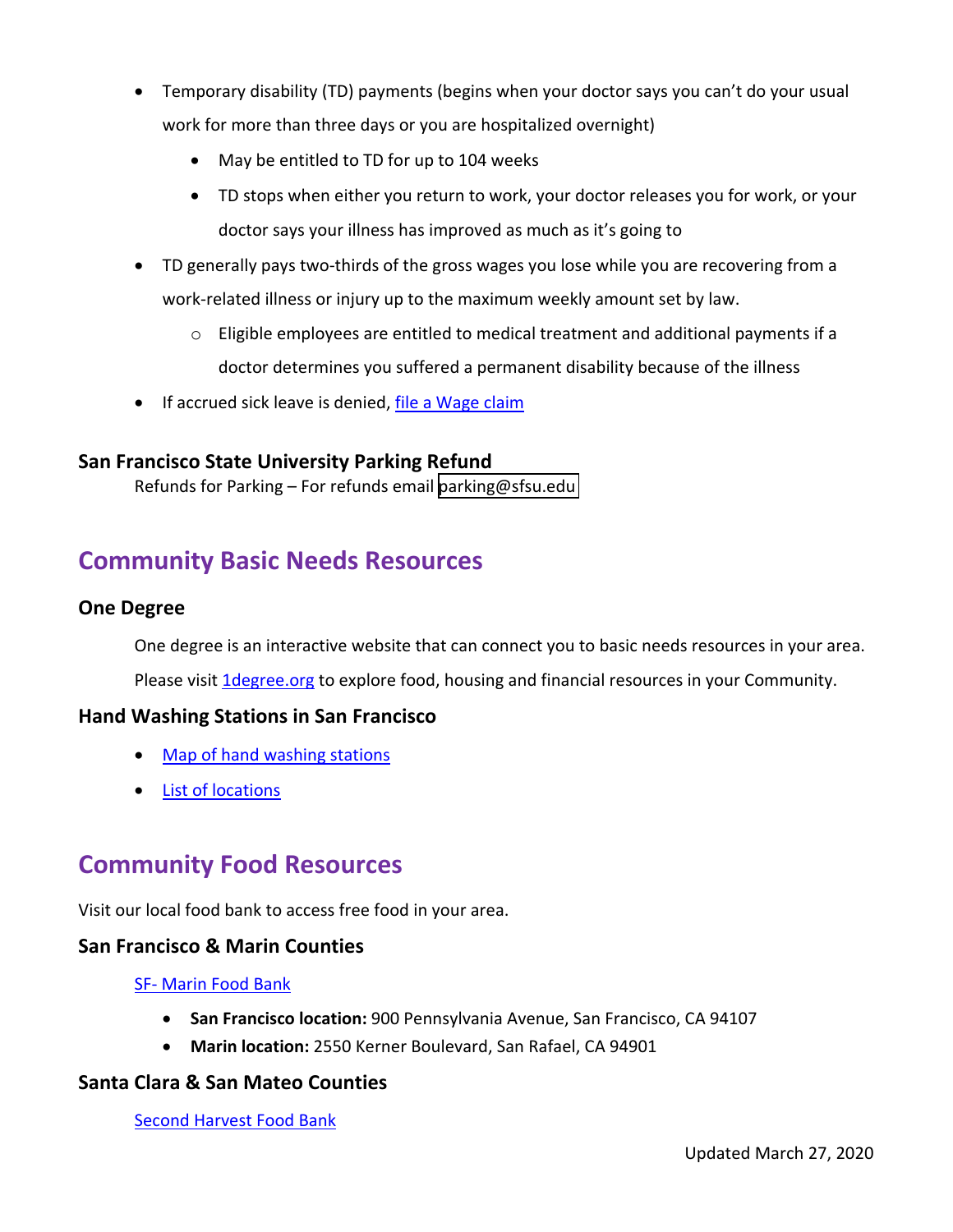- Temporary disability (TD) payments (begins when your doctor says you can't do your usual work for more than three days or you are hospitalized overnight)
    - May be entitled to TD for up to 104 weeks
    - TD stops when either you return to work, your doctor releases you for work, or your doctor says your illness has improved as much as it's going to
- TD generally pays two-thirds of the gross wages you lose while you are recovering from a work-related illness or injury up to the maximum weekly amount set by law.
    - Eligible employees are entitled to medical treatment and additional payments if a doctor determines you suffered a permanent disability because of the illness
- If accrued sick leave is denied, file a Wage claim

### San Francisco State University Parking Refund

Refunds for Parking – For refunds email parking@sfsu.edu

## Community Basic Needs Resources

### One Degree

One degree is an interactive website that can connect you to basic needs resources in your area.

Please visit 1degree.org to explore food, housing and financial resources in your Community.

### Hand Washing Stations in San Francisco

- Map of hand washing stations
- List of locations

## Community Food Resources

Visit our local food bank to access free food in your area.

### San Francisco & Marin Counties

SF- Marin Food Bank

- **San Francisco location:** 900 Pennsylvania Avenue, San Francisco, CA 94107
- **Marin location:** 2550 Kerner Boulevard, San Rafael, CA 94901

### Santa Clara & San Mateo Counties

Second Harvest Food Bank

Updated March 27, 2020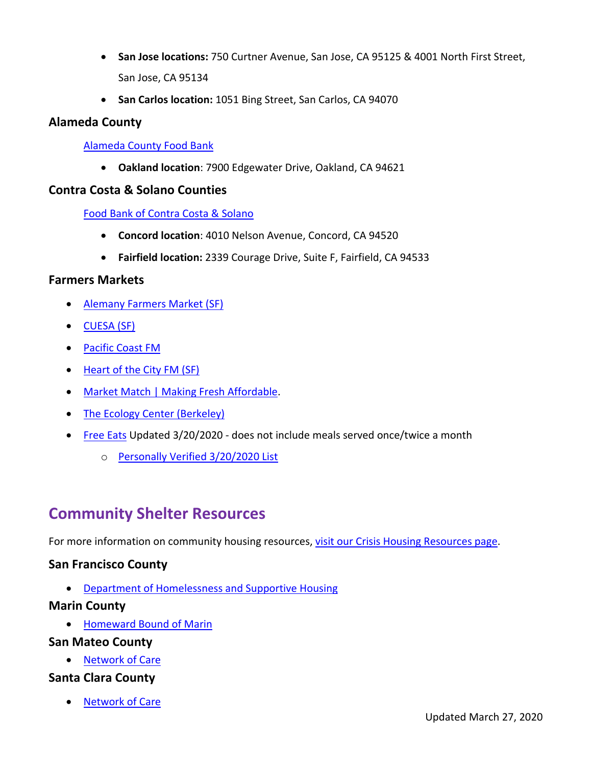- **San Jose locations:** 750 Curtner Avenue, San Jose, CA 95125 & 4001 North First Street, San Jose, CA 95134
- **San Carlos location:** 1051 Bing Street, San Carlos, CA 94070

### Alameda County

Alameda County Food Bank

- **Oakland location**: 7900 Edgewater Drive, Oakland, CA 94621

### Contra Costa & Solano Counties

Food Bank of Contra Costa & Solano

- **Concord location**: 4010 Nelson Avenue, Concord, CA 94520
- **Fairfield location:** 2339 Courage Drive, Suite F, Fairfield, CA 94533

### Farmers Markets

- Alemany Farmers Market (SF)
- CUESA (SF)
- Pacific Coast FM
- Heart of the City FM (SF)
- Market Match | Making Fresh Affordable.
- The Ecology Center (Berkeley)
- Free Eats Updated 3/20/2020 - does not include meals served once/twice a month
  - Personally Verified 3/20/2020 List

## Community Shelter Resources

For more information on community housing resources, visit our Crisis Housing Resources page.

### San Francisco County

- Department of Homelessness and Supportive Housing

### Marin County

- Homeward Bound of Marin

### San Mateo County

- Network of Care

### Santa Clara County

- Network of Care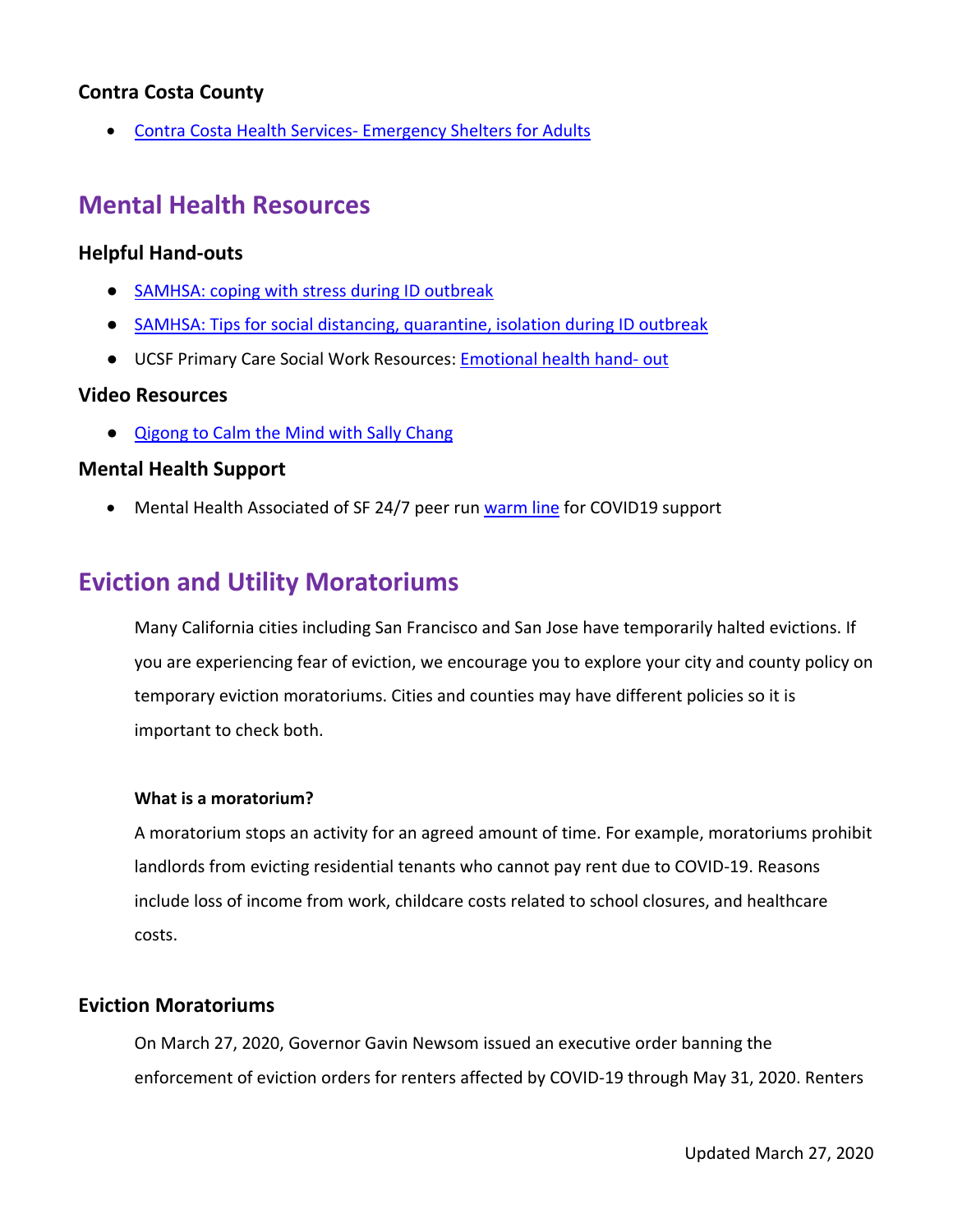### Contra Costa County

- Contra Costa Health Services- Emergency Shelters for Adults

## Mental Health Resources

### Helpful Hand-outs

- SAMHSA: coping with stress during ID outbreak
- SAMHSA: Tips for social distancing, quarantine, isolation during ID outbreak
- UCSF Primary Care Social Work Resources: Emotional health hand- out

### Video Resources

- Qigong to Calm the Mind with Sally Chang

### Mental Health Support

- Mental Health Associated of SF 24/7 peer run warm line for COVID19 support

## Eviction and Utility Moratoriums

Many California cities including San Francisco and San Jose have temporarily halted evictions. If you are experiencing fear of eviction, we encourage you to explore your city and county policy on temporary eviction moratoriums. Cities and counties may have different policies so it is important to check both.

**What is a moratorium?**

A moratorium stops an activity for an agreed amount of time. For example, moratoriums prohibit landlords from evicting residential tenants who cannot pay rent due to COVID-19. Reasons include loss of income from work, childcare costs related to school closures, and healthcare costs.

### Eviction Moratoriums

On March 27, 2020, Governor Gavin Newsom issued an executive order banning the enforcement of eviction orders for renters affected by COVID-19 through May 31, 2020. Renters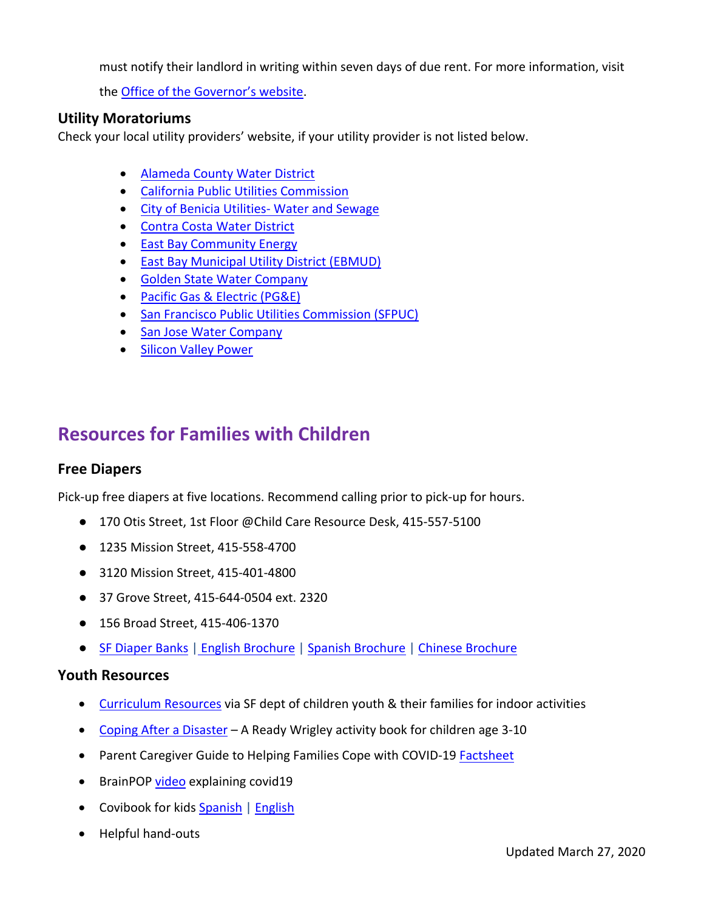must notify their landlord in writing within seven days of due rent. For more information, visit the Office of the Governor's website.

### Utility Moratoriums

Check your local utility providers' website, if your utility provider is not listed below.

- Alameda County Water District
- California Public Utilities Commission
- City of Benicia Utilities- Water and Sewage
- Contra Costa Water District
- East Bay Community Energy
- East Bay Municipal Utility District (EBMUD)
- Golden State Water Company
- Pacific Gas & Electric (PG&E)
- San Francisco Public Utilities Commission (SFPUC)
- San Jose Water Company
- Silicon Valley Power

## Resources for Families with Children

### Free Diapers

Pick-up free diapers at five locations. Recommend calling prior to pick-up for hours.

- 170 Otis Street, 1st Floor @Child Care Resource Desk, 415-557-5100
- 1235 Mission Street, 415-558-4700
- 3120 Mission Street, 415-401-4800
- 37 Grove Street, 415-644-0504 ext. 2320
- 156 Broad Street, 415-406-1370
- SF Diaper Banks | English Brochure | Spanish Brochure | Chinese Brochure

### Youth Resources

- Curriculum Resources via SF dept of children youth & their families for indoor activities
- Coping After a Disaster – A Ready Wrigley activity book for children age 3-10
- Parent Caregiver Guide to Helping Families Cope with COVID-19 Factsheet
- BrainPOP video explaining covid19
- Covibook for kids Spanish | English
- Helpful hand-outs

Updated March 27, 2020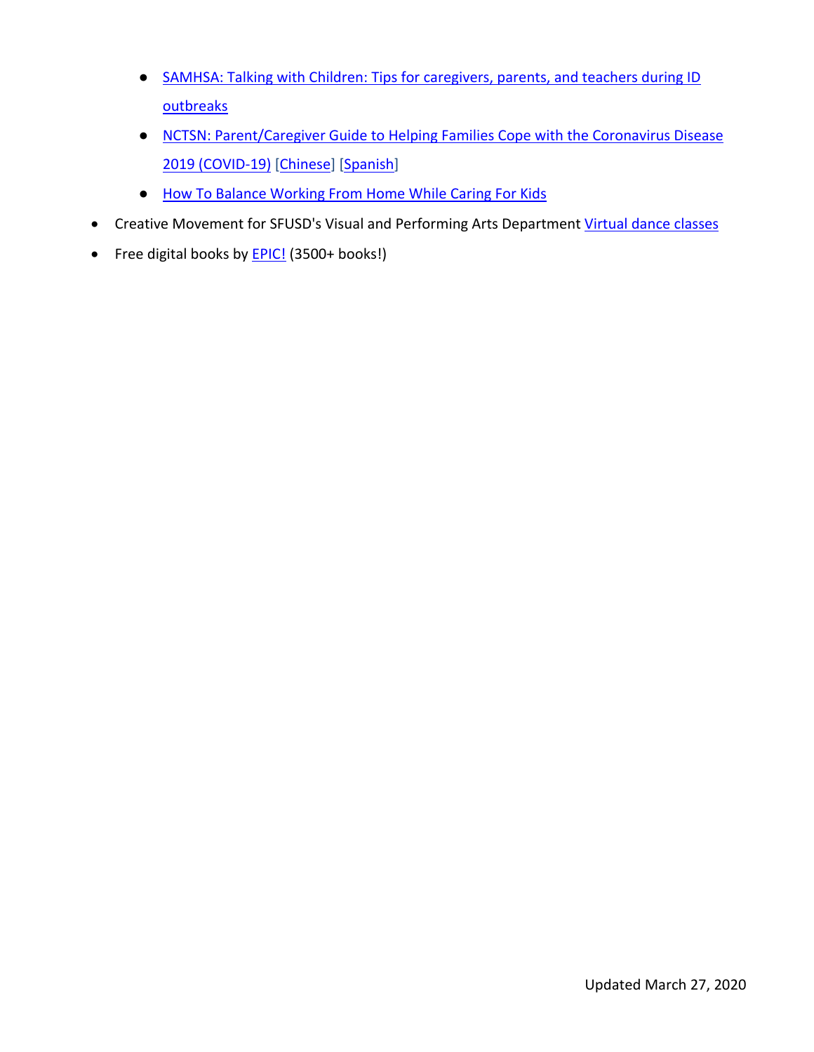- SAMHSA: Talking with Children: Tips for caregivers, parents, and teachers during ID outbreaks
  - NCTSN: Parent/Caregiver Guide to Helping Families Cope with the Coronavirus Disease 2019 (COVID-19) [Chinese] [Spanish]
  - How To Balance Working From Home While Caring For Kids
- Creative Movement for SFUSD's Visual and Performing Arts Department Virtual dance classes
- Free digital books by EPIC! (3500+ books!)

Updated March 27, 2020